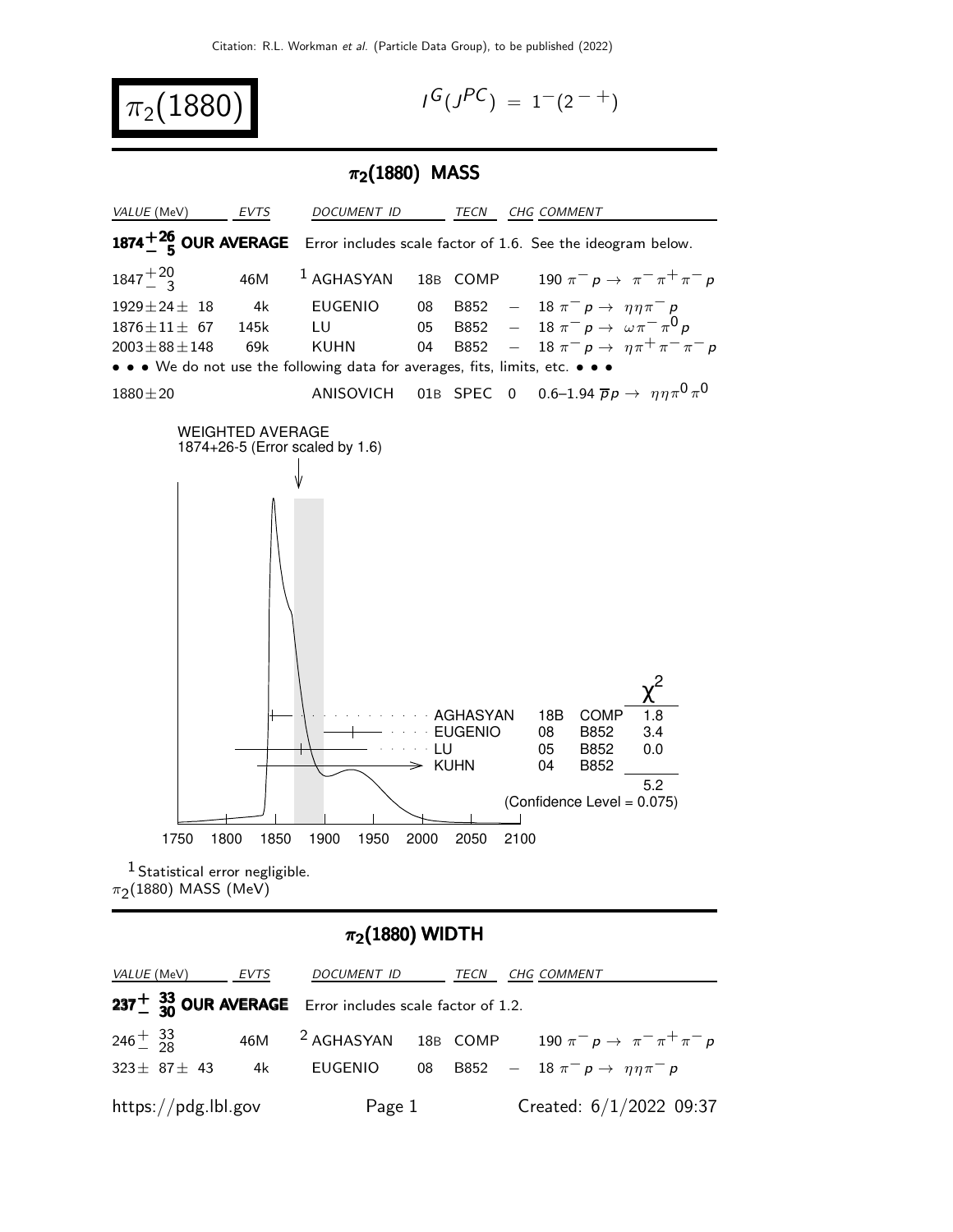Citation: R.L. Workman et al. (Particle Data Group), to be published (2022)

# $\pi_2(1880)$

$I^G(J^{PC}) = 1^-(2^{-+})$

## $\pi_2(1880)$ MASS

| VALUE (MeV) | EVTS | DOCUMENT ID | | TECN | CHG | COMMENT |
|---|---|---|---|---|---|---|
| **$1874^{+26}_{-5}$ OUR AVERAGE** | | Error includes scale factor of 1.6. See the ideogram below. | | | | |
| $1847^{+20}_{-3}$ | 46M | [1] AGHASYAN | 18B | COMP | | $190\ \pi^- p \to \pi^-\pi^+\pi^- p$ |
| $1929 \pm 24 \pm 18$ | 4k | EUGENIO | 08 | B852 | $-$ | $18\ \pi^- p \to \eta\eta\pi^- p$ |
| $1876 \pm 11 \pm 67$ | 145k | LU | 05 | B852 | $-$ | $18\ \pi^- p \to \omega\pi^-\pi^0 p$ |
| $2003 \pm 88 \pm 148$ | 69k | KUHN | 04 | B852 | $-$ | $18\ \pi^- p \to \eta\pi^+\pi^-\pi^- p$ |
| • • • We do not use the following data for averages, fits, limits, etc. • • • | | | | | | |
| $1880 \pm 20$ | | ANISOVICH | 01B | SPEC | 0 | $0.6–1.94\ \overline{p}p \to \eta\eta\pi^0\pi^0$ |

WEIGHTED AVERAGE
1874+26-5 (Error scaled by 1.6)

| | | | $\chi^2$ |
|---|---|---|---|
| AGHASYAN | 18B | COMP | 1.8 |
| EUGENIO | 08 | B852 | 3.4 |
| LU | 05 | B852 | 0.0 |
| KUHN | 04 | B852 | |
| | | | 5.2 |

(Confidence Level = 0.075)

$\pi_2(1880)$ MASS (MeV)

[1] Statistical error negligible.

## $\pi_2(1880)$ WIDTH

| VALUE (MeV) | EVTS | DOCUMENT ID | | TECN | CHG | COMMENT |
|---|---|---|---|---|---|---|
| **$237^{+33}_{-30}$ OUR AVERAGE** | | Error includes scale factor of 1.2. | | | | |
| $246^{+33}_{-28}$ | 46M | [2] AGHASYAN | 18B | COMP | | $190\ \pi^- p \to \pi^-\pi^+\pi^- p$ |
| $323 \pm 87 \pm 43$ | 4k | EUGENIO | 08 | B852 | $-$ | $18\ \pi^- p \to \eta\eta\pi^- p$ |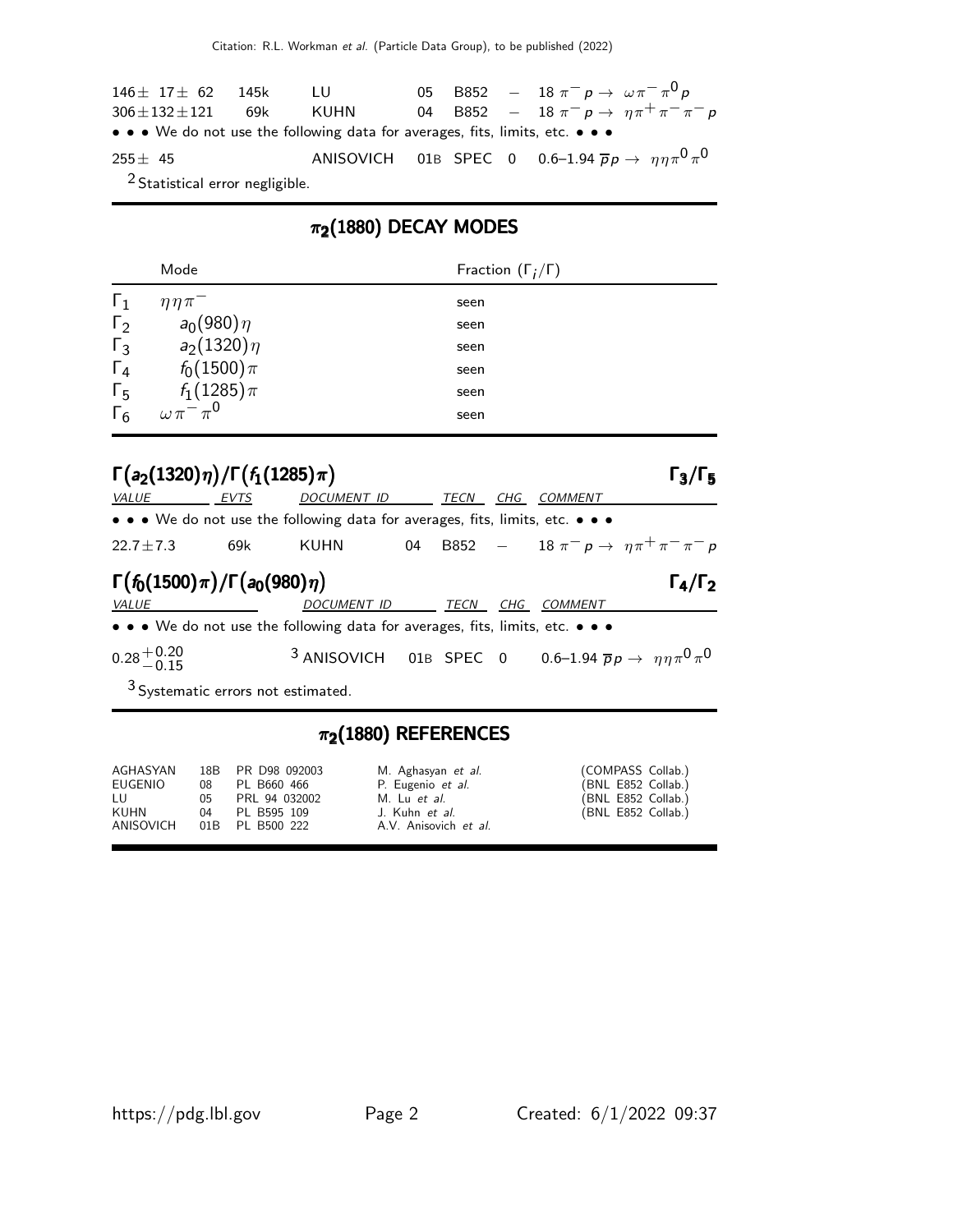| | | | | | | |
|---|---|---|---|---|---|---|
| $146 \pm 17 \pm 62$ | 145k | LU | 05 | B852 | $-$ | $18\ \pi^- p \to \omega \pi^- \pi^0 p$ |
| $306 \pm 132 \pm 121$ | 69k | KUHN | 04 | B852 | $-$ | $18\ \pi^- p \to \eta \pi^+ \pi^- \pi^- p$ |

• • • We do not use the following data for averages, fits, limits, etc. • • •

| | | | | | |
|---|---|---|---|---|---|
| $255 \pm 45$ | ANISOVICH | 01B | SPEC | 0 | 0.6–1.94 $\overline{p}p \to \eta\eta\pi^0\pi^0$ |

[2] Statistical error negligible.

## $\pi_2(1880)$ DECAY MODES

| | Mode | Fraction ($\Gamma_i/\Gamma$) |
|---|---|---|
| $\Gamma_1$ | $\eta\eta\pi^-$ | seen |
| $\Gamma_2$ | $a_0(980)\eta$ | seen |
| $\Gamma_3$ | $a_2(1320)\eta$ | seen |
| $\Gamma_4$ | $f_0(1500)\pi$ | seen |
| $\Gamma_5$ | $f_1(1285)\pi$ | seen |
| $\Gamma_6$ | $\omega\pi^-\pi^0$ | seen |

### $\Gamma(a_2(1320)\eta)/\Gamma(f_1(1285)\pi)$ — $\Gamma_3/\Gamma_5$

| *VALUE* | *EVTS* | *DOCUMENT ID* | | *TECN* | *CHG* | *COMMENT* |
|---|---|---|---|---|---|---|
| • • • We do not use the following data for averages, fits, limits, etc. • • • | | | | | | |
| $22.7 \pm 7.3$ | 69k | KUHN | 04 | B852 | $-$ | $18\ \pi^- p \to \eta \pi^+ \pi^- \pi^- p$ |

### $\Gamma(f_0(1500)\pi)/\Gamma(a_0(980)\eta)$ — $\Gamma_4/\Gamma_2$

| *VALUE* | *DOCUMENT ID* | | *TECN* | *CHG* | *COMMENT* |
|---|---|---|---|---|---|
| • • • We do not use the following data for averages, fits, limits, etc. • • • | | | | | |
| $0.28^{+0.20}_{-0.15}$ | [3] ANISOVICH | 01B | SPEC | 0 | 0.6–1.94 $\overline{p}p \to \eta\eta\pi^0\pi^0$ |

[3] Systematic errors not estimated.

## $\pi_2(1880)$ REFERENCES

| | | | | |
|---|---|---|---|---|
| AGHASYAN | 18B | PR D98 092003 | M. Aghasyan *et al.* | (COMPASS Collab.) |
| EUGENIO | 08 | PL B660 466 | P. Eugenio *et al.* | (BNL E852 Collab.) |
| LU | 05 | PRL 94 032002 | M. Lu *et al.* | (BNL E852 Collab.) |
| KUHN | 04 | PL B595 109 | J. Kuhn *et al.* | (BNL E852 Collab.) |
| ANISOVICH | 01B | PL B500 222 | A.V. Anisovich *et al.* | |